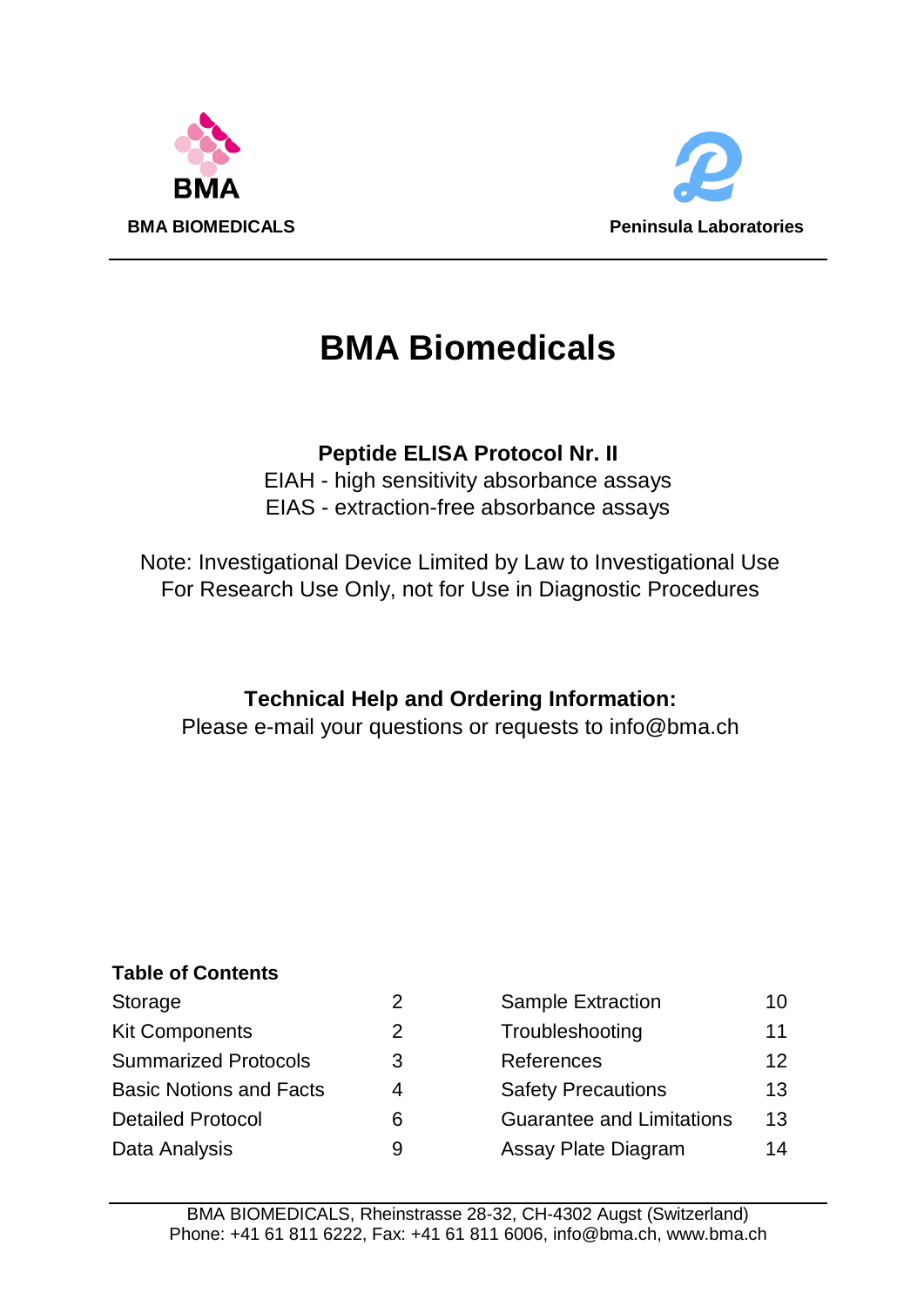**BMA BIOMEDICALS** **Peninsula Laboratories**

# BMA Biomedicals

**Peptide ELISA Protocol Nr. II**

EIAH - high sensitivity absorbance assays

EIAS - extraction-free absorbance assays

Note: Investigational Device Limited by Law to Investigational Use

For Research Use Only, not for Use in Diagnostic Procedures

**Technical Help and Ordering Information:**

Please e-mail your questions or requests to info@bma.ch

**Table of Contents**

| | | | |
|---|---|---|---|
| Storage | 2 | Sample Extraction | 10 |
| Kit Components | 2 | Troubleshooting | 11 |
| Summarized Protocols | 3 | References | 12 |
| Basic Notions and Facts | 4 | Safety Precautions | 13 |
| Detailed Protocol | 6 | Guarantee and Limitations | 13 |
| Data Analysis | 9 | Assay Plate Diagram | 14 |

BMA BIOMEDICALS, Rheinstrasse 28-32, CH-4302 Augst (Switzerland)

Phone: +41 61 811 6222, Fax: +41 61 811 6006, info@bma.ch, www.bma.ch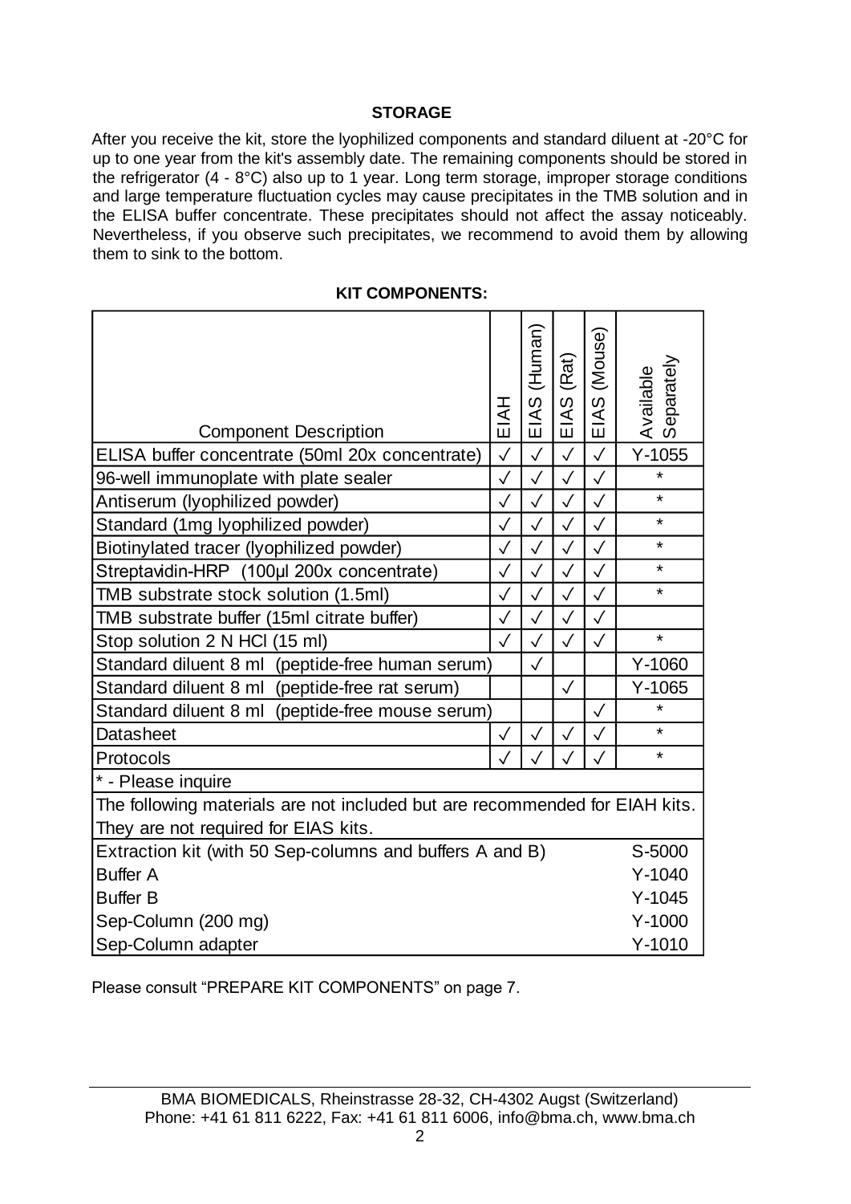## STORAGE

After you receive the kit, store the lyophilized components and standard diluent at -20°C for up to one year from the kit's assembly date. The remaining components should be stored in the refrigerator (4 - 8°C) also up to 1 year. Long term storage, improper storage conditions and large temperature fluctuation cycles may cause precipitates in the TMB solution and in the ELISA buffer concentrate. These precipitates should not affect the assay noticeably. Nevertheless, if you observe such precipitates, we recommend to avoid them by allowing them to sink to the bottom.

## KIT COMPONENTS:

| Component Description | EIAH | EIAS (Human) | EIAS (Rat) | EIAS (Mouse) | Available Separately |
|---|---|---|---|---|---|
| ELISA buffer concentrate (50ml 20x concentrate) | ✓ | ✓ | ✓ | ✓ | Y-1055 |
| 96-well immunoplate with plate sealer | ✓ | ✓ | ✓ | ✓ | * |
| Antiserum (lyophilized powder) | ✓ | ✓ | ✓ | ✓ | * |
| Standard (1mg lyophilized powder) | ✓ | ✓ | ✓ | ✓ | * |
| Biotinylated tracer (lyophilized powder) | ✓ | ✓ | ✓ | ✓ | * |
| Streptavidin-HRP (100µl 200x concentrate) | ✓ | ✓ | ✓ | ✓ | * |
| TMB substrate stock solution (1.5ml) | ✓ | ✓ | ✓ | ✓ | * |
| TMB substrate buffer (15ml citrate buffer) | ✓ | ✓ | ✓ | ✓ | |
| Stop solution 2 N HCl (15 ml) | ✓ | ✓ | ✓ | ✓ | * |
| Standard diluent 8 ml (peptide-free human serum) | | ✓ | | | Y-1060 |
| Standard diluent 8 ml (peptide-free rat serum) | | | ✓ | | Y-1065 |
| Standard diluent 8 ml (peptide-free mouse serum) | | | | ✓ | * |
| Datasheet | ✓ | ✓ | ✓ | ✓ | * |
| Protocols | ✓ | ✓ | ✓ | ✓ | * |
| * - Please inquire | | | | | |
| The following materials are not included but are recommended for EIAH kits. They are not required for EIAS kits. | | | | | |
| Extraction kit (with 50 Sep-columns and buffers A and B) | | | | | S-5000 |
| Buffer A | | | | | Y-1040 |
| Buffer B | | | | | Y-1045 |
| Sep-Column (200 mg) | | | | | Y-1000 |
| Sep-Column adapter | | | | | Y-1010 |

Please consult "PREPARE KIT COMPONENTS" on page 7.

BMA BIOMEDICALS, Rheinstrasse 28-32, CH-4302 Augst (Switzerland)
Phone: +41 61 811 6222, Fax: +41 61 811 6006, info@bma.ch, www.bma.ch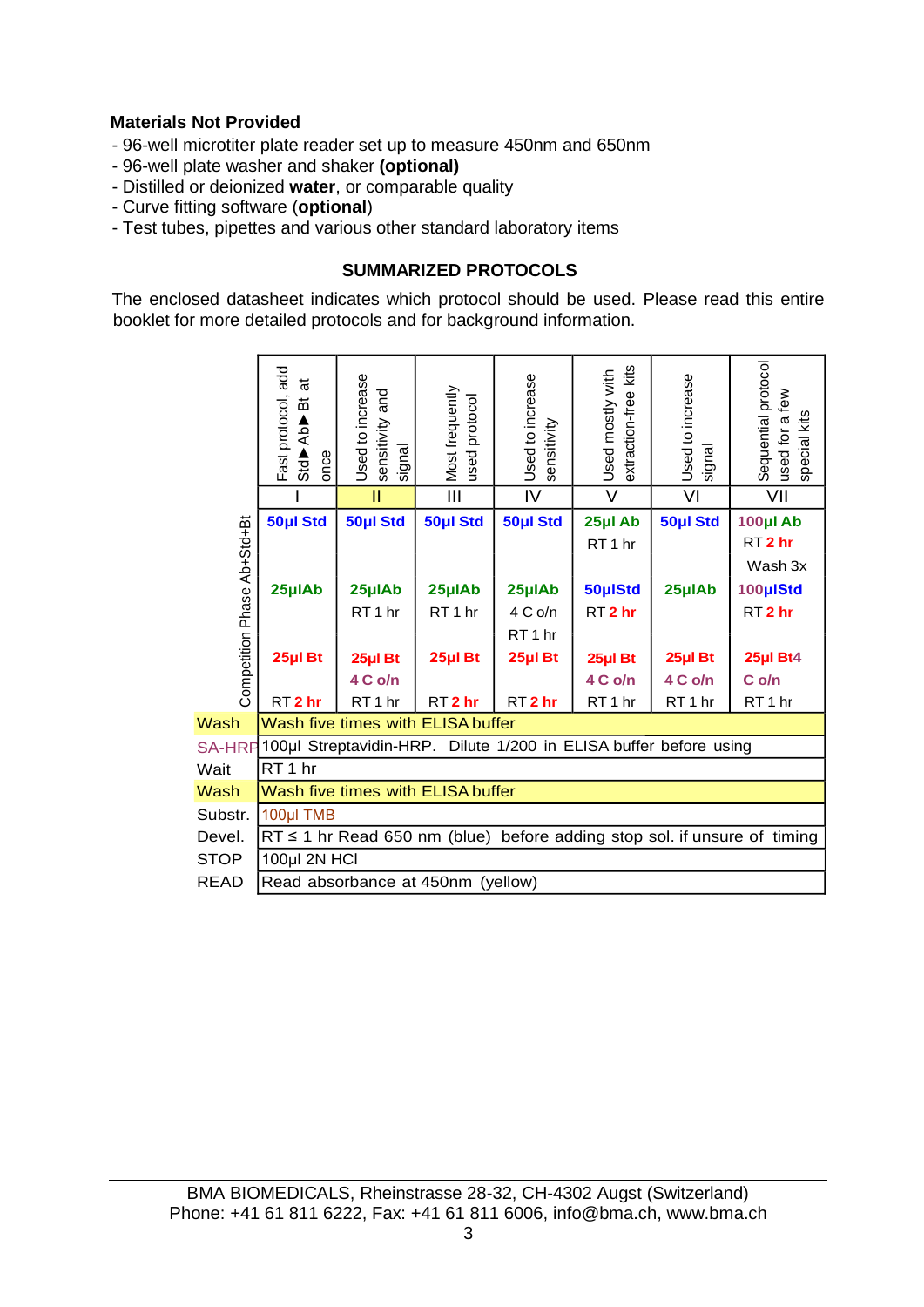**Materials Not Provided**

- 96-well microtiter plate reader set up to measure 450nm and 650nm
- 96-well plate washer and shaker **(optional)**
- Distilled or deionized **water**, or comparable quality
- Curve fitting software (**optional**)
- Test tubes, pipettes and various other standard laboratory items

## SUMMARIZED PROTOCOLS

The enclosed datasheet indicates which protocol should be used. Please read this entire booklet for more detailed protocols and for background information.

| | Fast protocol, add Std▶Ab▶Bt at once | Used to increase sensitivity and signal | Most frequently used protocol | Used to increase sensitivity | Used mostly with extraction-free kits | Used to increase signal | Sequential protocol used for a few special kits |
|---|---|---|---|---|---|---|---|
| | I | II | III | IV | V | VI | VII |
| Competition Phase Ab+Std+Bt | **50µl Std**<br><br>**25µlAb**<br><br>**25µl Bt**<br>RT **2 hr** | **50µl Std**<br><br>**25µlAb**<br>RT 1 hr<br>**25µl Bt**<br>**4 C o/n**<br>RT 1 hr | **50µl Std**<br><br>**25µlAb**<br>RT 1 hr<br>**25µl Bt**<br>RT **2 hr** | **50µl Std**<br><br>**25µlAb**<br>4 C o/n<br>RT 1 hr<br>**25µl Bt**<br>RT **2 hr** | **25µl Ab**<br>RT 1 hr<br>**50µlStd**<br>RT **2 hr**<br>**25µl Bt**<br>**4 C o/n**<br>RT 1 hr | **50µl Std**<br><br>**25µlAb**<br><br>**25µl Bt**<br>**4 C o/n**<br>RT 1 hr | **100µl Ab**<br>RT **2 hr**<br>Wash 3x<br>**100µlStd**<br>RT **2 hr**<br>**25µl Bt4**<br>**C o/n**<br>RT 1 hr |
| Wash | Wash five times with ELISA buffer | | | | | | |
| SA-HRP | 100µl Streptavidin-HRP. Dilute 1/200 in ELISA buffer before using | | | | | | |
| Wait | RT 1 hr | | | | | | |
| Wash | Wash five times with ELISA buffer | | | | | | |
| Substr. | 100µl TMB | | | | | | |
| Devel. | RT ≤ 1 hr Read 650 nm (blue) before adding stop sol. if unsure of timing | | | | | | |
| STOP | 100µl 2N HCl | | | | | | |
| READ | Read absorbance at 450nm (yellow) | | | | | | |

BMA BIOMEDICALS, Rheinstrasse 28-32, CH-4302 Augst (Switzerland)
Phone: +41 61 811 6222, Fax: +41 61 811 6006, info@bma.ch, www.bma.ch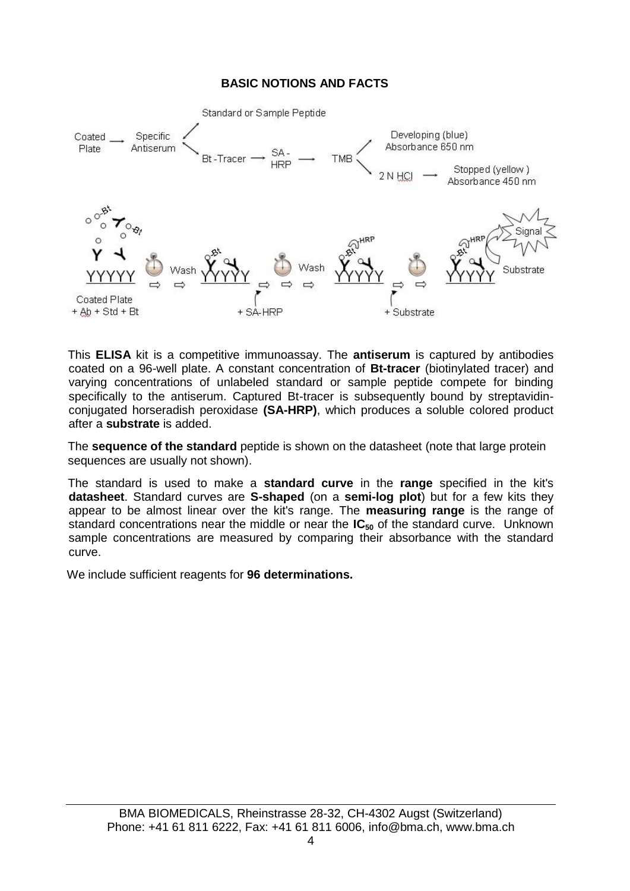**BASIC NOTIONS AND FACTS**

This **ELISA** kit is a competitive immunoassay. The **antiserum** is captured by antibodies coated on a 96-well plate. A constant concentration of **Bt-tracer** (biotinylated tracer) and varying concentrations of unlabeled standard or sample peptide compete for binding specifically to the antiserum. Captured Bt-tracer is subsequently bound by streptavidin-conjugated horseradish peroxidase **(SA-HRP)**, which produces a soluble colored product after a **substrate** is added.

The **sequence of the standard** peptide is shown on the datasheet (note that large protein sequences are usually not shown).

The standard is used to make a **standard curve** in the **range** specified in the kit's **datasheet**. Standard curves are **S-shaped** (on a **semi-log plot**) but for a few kits they appear to be almost linear over the kit's range. The **measuring range** is the range of standard concentrations near the middle or near the **$IC_{50}$** of the standard curve. Unknown sample concentrations are measured by comparing their absorbance with the standard curve.

We include sufficient reagents for **96 determinations.**

BMA BIOMEDICALS, Rheinstrasse 28-32, CH-4302 Augst (Switzerland)
Phone: +41 61 811 6222, Fax: +41 61 811 6006, info@bma.ch, www.bma.ch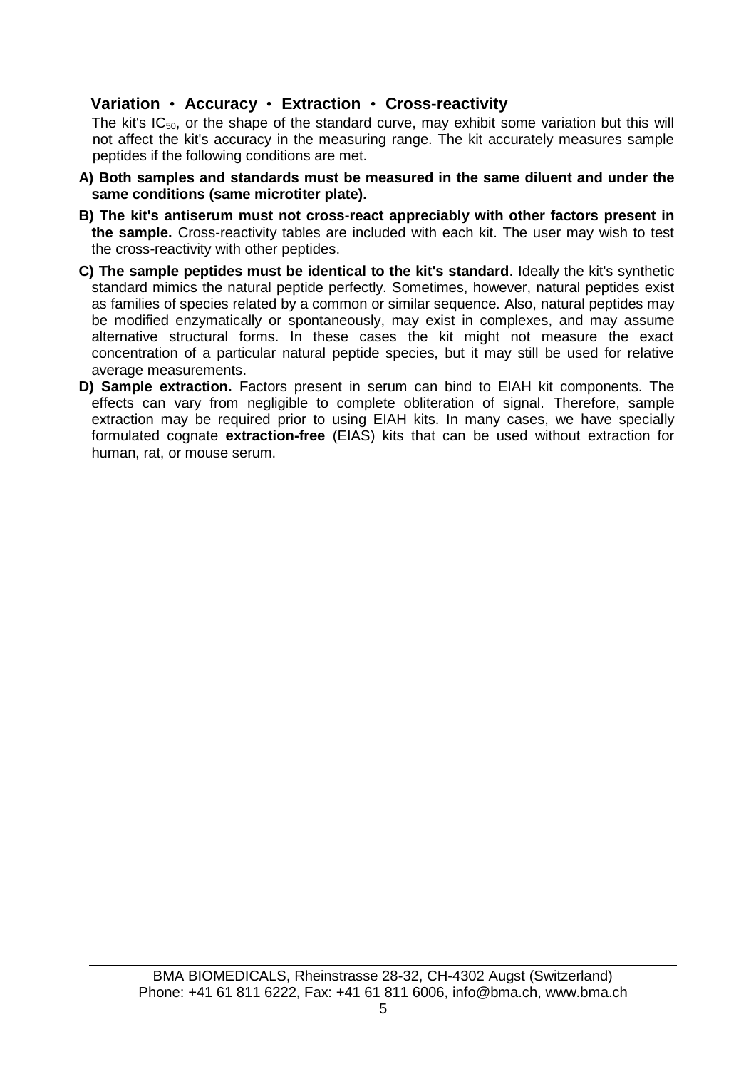## Variation • Accuracy • Extraction • Cross-reactivity

The kit's $IC_{50}$, or the shape of the standard curve, may exhibit some variation but this will not affect the kit's accuracy in the measuring range. The kit accurately measures sample peptides if the following conditions are met.

**A) Both samples and standards must be measured in the same diluent and under the same conditions (same microtiter plate).**

**B) The kit's antiserum must not cross-react appreciably with other factors present in the sample.** Cross-reactivity tables are included with each kit. The user may wish to test the cross-reactivity with other peptides.

**C) The sample peptides must be identical to the kit's standard**. Ideally the kit's synthetic standard mimics the natural peptide perfectly. Sometimes, however, natural peptides exist as families of species related by a common or similar sequence. Also, natural peptides may be modified enzymatically or spontaneously, may exist in complexes, and may assume alternative structural forms. In these cases the kit might not measure the exact concentration of a particular natural peptide species, but it may still be used for relative average measurements.

**D) Sample extraction.** Factors present in serum can bind to EIAH kit components. The effects can vary from negligible to complete obliteration of signal. Therefore, sample extraction may be required prior to using EIAH kits. In many cases, we have specially formulated cognate **extraction-free** (EIAS) kits that can be used without extraction for human, rat, or mouse serum.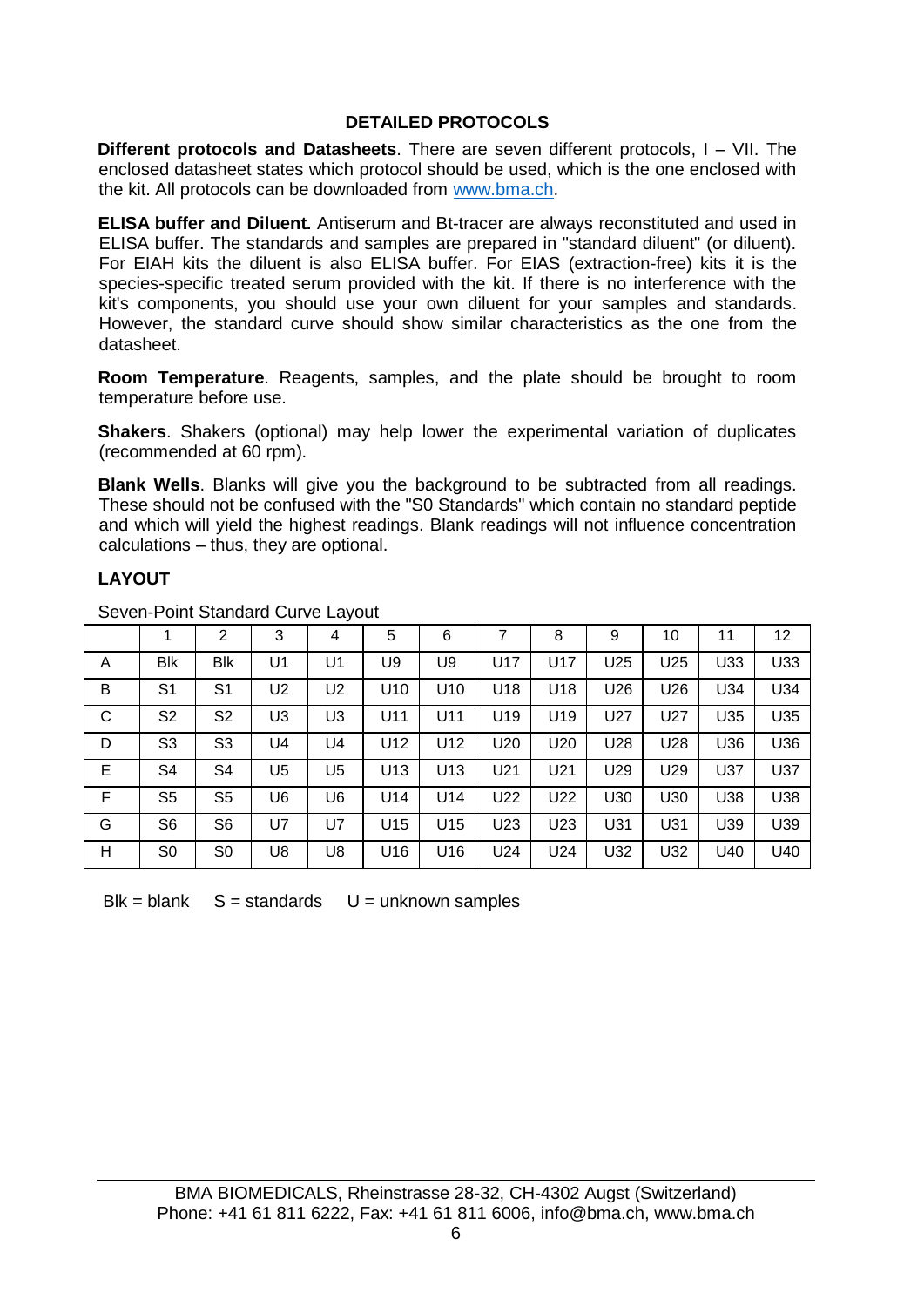## DETAILED PROTOCOLS

**Different protocols and Datasheets**. There are seven different protocols, I – VII. The enclosed datasheet states which protocol should be used, which is the one enclosed with the kit. All protocols can be downloaded from www.bma.ch.

**ELISA buffer and Diluent.** Antiserum and Bt-tracer are always reconstituted and used in ELISA buffer. The standards and samples are prepared in "standard diluent" (or diluent). For EIAH kits the diluent is also ELISA buffer. For EIAS (extraction-free) kits it is the species-specific treated serum provided with the kit. If there is no interference with the kit's components, you should use your own diluent for your samples and standards. However, the standard curve should show similar characteristics as the one from the datasheet.

**Room Temperature**. Reagents, samples, and the plate should be brought to room temperature before use.

**Shakers**. Shakers (optional) may help lower the experimental variation of duplicates (recommended at 60 rpm).

**Blank Wells**. Blanks will give you the background to be subtracted from all readings. These should not be confused with the "S0 Standards" which contain no standard peptide and which will yield the highest readings. Blank readings will not influence concentration calculations – thus, they are optional.

## LAYOUT

Seven-Point Standard Curve Layout

| | 1 | 2 | 3 | 4 | 5 | 6 | 7 | 8 | 9 | 10 | 11 | 12 |
|---|---|---|---|---|---|---|---|---|---|---|---|---|
| A | Blk | Blk | U1 | U1 | U9 | U9 | U17 | U17 | U25 | U25 | U33 | U33 |
| B | S1 | S1 | U2 | U2 | U10 | U10 | U18 | U18 | U26 | U26 | U34 | U34 |
| C | S2 | S2 | U3 | U3 | U11 | U11 | U19 | U19 | U27 | U27 | U35 | U35 |
| D | S3 | S3 | U4 | U4 | U12 | U12 | U20 | U20 | U28 | U28 | U36 | U36 |
| E | S4 | S4 | U5 | U5 | U13 | U13 | U21 | U21 | U29 | U29 | U37 | U37 |
| F | S5 | S5 | U6 | U6 | U14 | U14 | U22 | U22 | U30 | U30 | U38 | U38 |
| G | S6 | S6 | U7 | U7 | U15 | U15 | U23 | U23 | U31 | U31 | U39 | U39 |
| H | S0 | S0 | U8 | U8 | U16 | U16 | U24 | U24 | U32 | U32 | U40 | U40 |

Blk = blank S = standards U = unknown samples

BMA BIOMEDICALS, Rheinstrasse 28-32, CH-4302 Augst (Switzerland)
Phone: +41 61 811 6222, Fax: +41 61 811 6006, info@bma.ch, www.bma.ch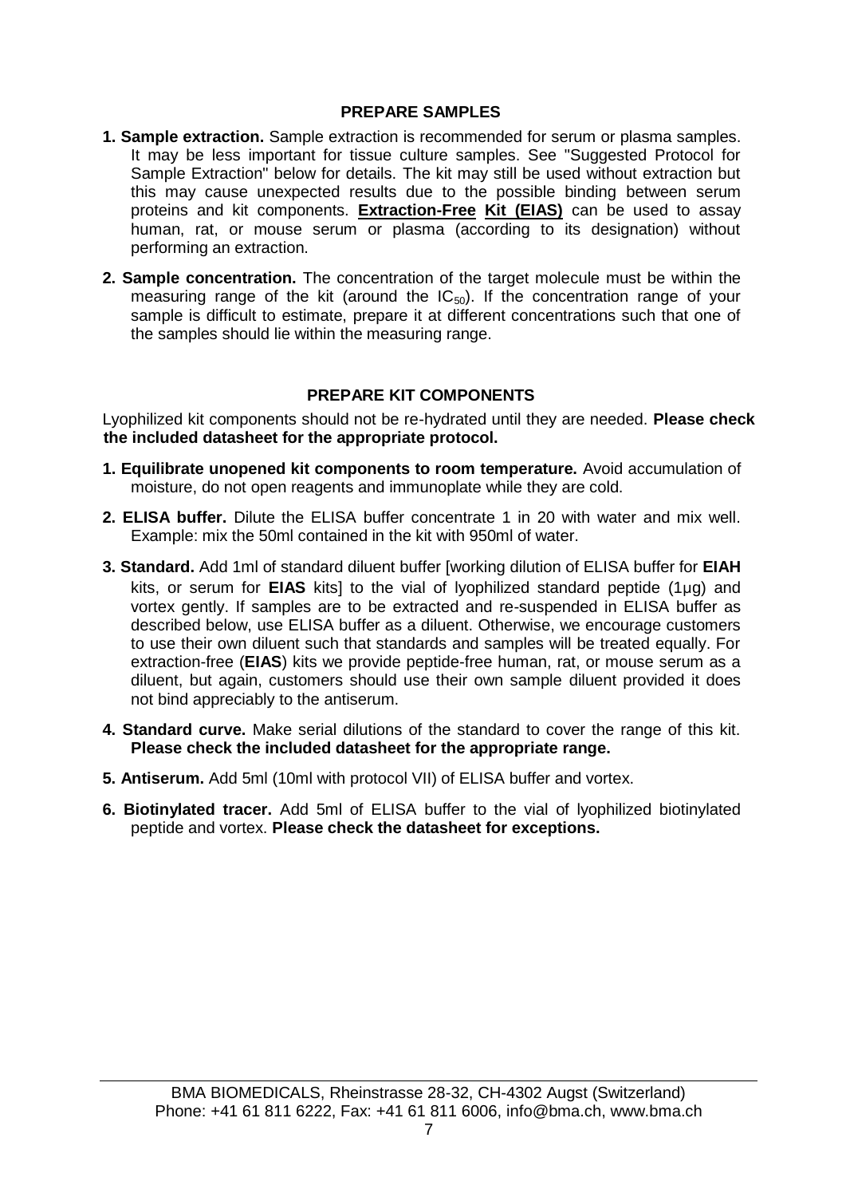## PREPARE SAMPLES

1. **Sample extraction.** Sample extraction is recommended for serum or plasma samples. It may be less important for tissue culture samples. See "Suggested Protocol for Sample Extraction" below for details. The kit may still be used without extraction but this may cause unexpected results due to the possible binding between serum proteins and kit components. **Extraction-Free Kit (EIAS)** can be used to assay human, rat, or mouse serum or plasma (according to its designation) without performing an extraction.

2. **Sample concentration.** The concentration of the target molecule must be within the measuring range of the kit (around the $IC_{50}$). If the concentration range of your sample is difficult to estimate, prepare it at different concentrations such that one of the samples should lie within the measuring range.

## PREPARE KIT COMPONENTS

Lyophilized kit components should not be re-hydrated until they are needed. **Please check the included datasheet for the appropriate protocol.**

1. **Equilibrate unopened kit components to room temperature.** Avoid accumulation of moisture, do not open reagents and immunoplate while they are cold.

2. **ELISA buffer.** Dilute the ELISA buffer concentrate 1 in 20 with water and mix well. Example: mix the 50ml contained in the kit with 950ml of water.

3. **Standard.** Add 1ml of standard diluent buffer [working dilution of ELISA buffer for **EIAH** kits, or serum for **EIAS** kits] to the vial of lyophilized standard peptide (1µg) and vortex gently. If samples are to be extracted and re-suspended in ELISA buffer as described below, use ELISA buffer as a diluent. Otherwise, we encourage customers to use their own diluent such that standards and samples will be treated equally. For extraction-free (**EIAS**) kits we provide peptide-free human, rat, or mouse serum as a diluent, but again, customers should use their own sample diluent provided it does not bind appreciably to the antiserum.

4. **Standard curve.** Make serial dilutions of the standard to cover the range of this kit. **Please check the included datasheet for the appropriate range.**

5. **Antiserum.** Add 5ml (10ml with protocol VII) of ELISA buffer and vortex.

6. **Biotinylated tracer.** Add 5ml of ELISA buffer to the vial of lyophilized biotinylated peptide and vortex. **Please check the datasheet for exceptions.**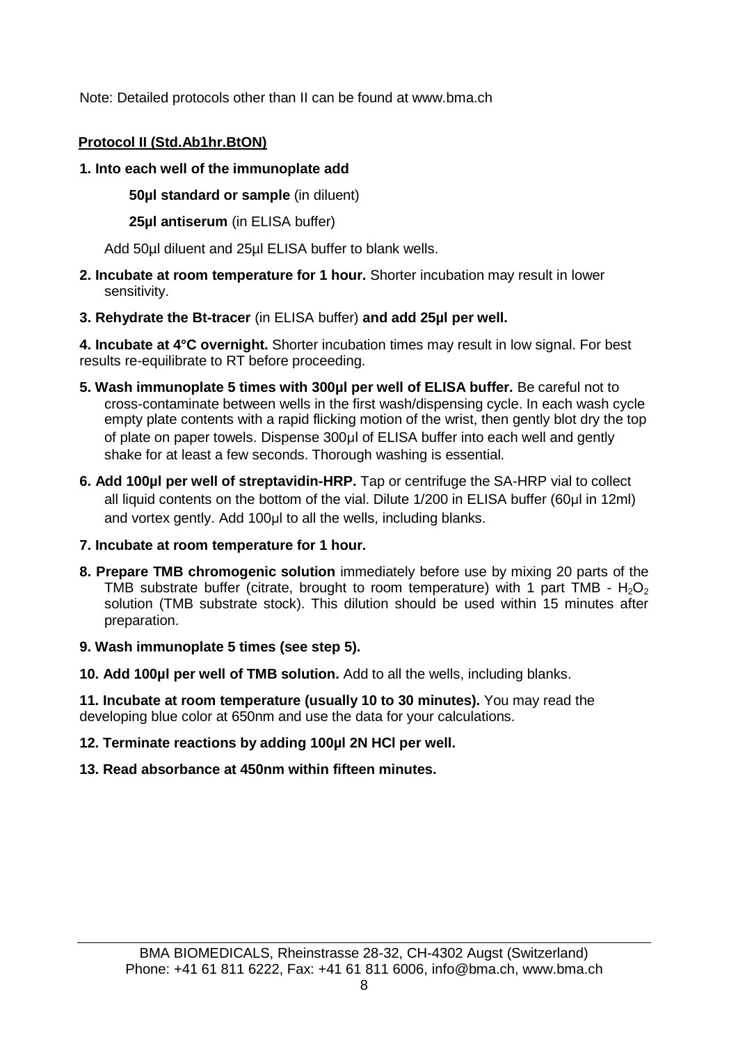Note: Detailed protocols other than II can be found at www.bma.ch

**Protocol II (Std.Ab1hr.BtON)**

**1. Into each well of the immunoplate add**

**50µl standard or sample** (in diluent)

**25µl antiserum** (in ELISA buffer)

Add 50µl diluent and 25µl ELISA buffer to blank wells.

**2. Incubate at room temperature for 1 hour.** Shorter incubation may result in lower sensitivity.

**3. Rehydrate the Bt-tracer** (in ELISA buffer) **and add 25µl per well.**

**4. Incubate at 4°C overnight.** Shorter incubation times may result in low signal. For best results re-equilibrate to RT before proceeding.

**5. Wash immunoplate 5 times with 300µl per well of ELISA buffer.** Be careful not to cross-contaminate between wells in the first wash/dispensing cycle. In each wash cycle empty plate contents with a rapid flicking motion of the wrist, then gently blot dry the top of plate on paper towels. Dispense 300µl of ELISA buffer into each well and gently shake for at least a few seconds. Thorough washing is essential.

**6. Add 100µl per well of streptavidin-HRP.** Tap or centrifuge the SA-HRP vial to collect all liquid contents on the bottom of the vial. Dilute 1/200 in ELISA buffer (60µl in 12ml) and vortex gently. Add 100µl to all the wells, including blanks.

**7. Incubate at room temperature for 1 hour.**

**8. Prepare TMB chromogenic solution** immediately before use by mixing 20 parts of the TMB substrate buffer (citrate, brought to room temperature) with 1 part TMB - $H_2O_2$ solution (TMB substrate stock). This dilution should be used within 15 minutes after preparation.

**9. Wash immunoplate 5 times (see step 5).**

**10. Add 100µl per well of TMB solution.** Add to all the wells, including blanks.

**11. Incubate at room temperature (usually 10 to 30 minutes).** You may read the developing blue color at 650nm and use the data for your calculations.

**12. Terminate reactions by adding 100µl 2N HCl per well.**

**13. Read absorbance at 450nm within fifteen minutes.**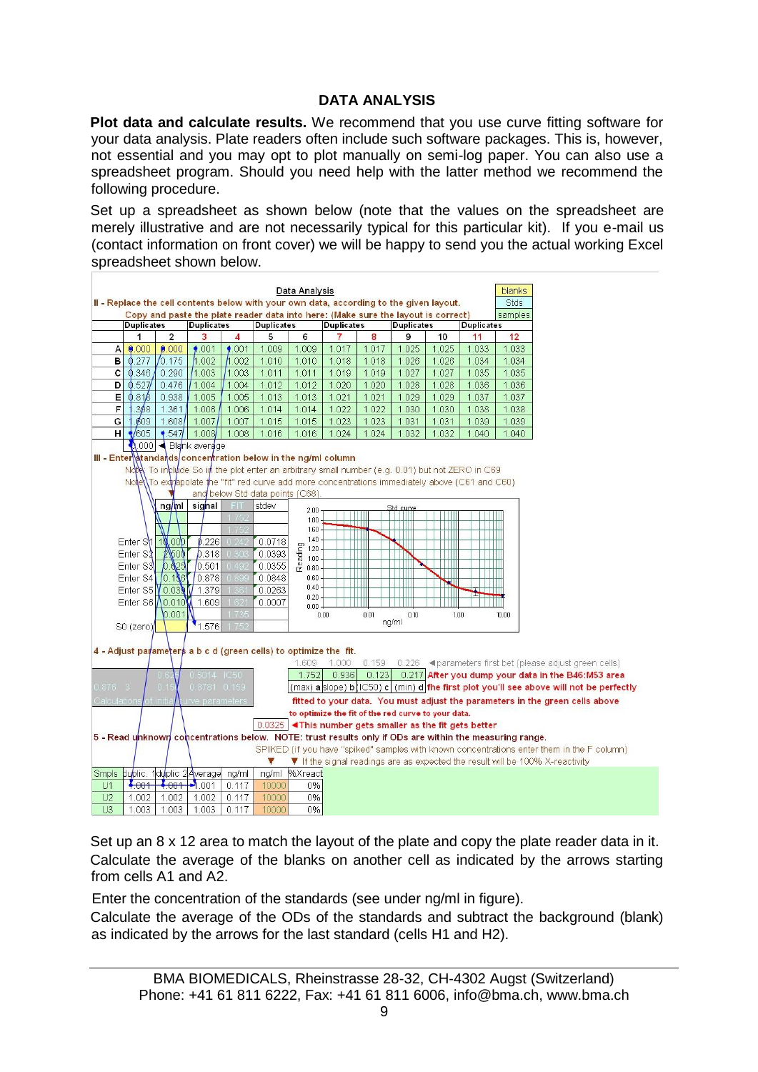## DATA ANALYSIS

**Plot data and calculate results.** We recommend that you use curve fitting software for your data analysis. Plate readers often include such software packages. This is, however, not essential and you may opt to plot manually on semi-log paper. You can also use a spreadsheet program. Should you need help with the latter method we recommend the following procedure.

Set up a spreadsheet as shown below (note that the values on the spreadsheet are merely illustrative and are not necessarily typical for this particular kit). If you e-mail us (contact information on front cover) we will be happy to send you the actual working Excel spreadsheet shown below.

Data Analysis

II - Replace the cell contents below with your own data, according to the given layout.

Copy and paste the plate reader data into here: (Make sure the layout is correct)

|   | Duplicates |   | Duplicates |   | Duplicates |   | Duplicates |   | Duplicates |   | Duplicates |   |
|---|---|---|---|---|---|---|---|---|---|---|---|---|
|   | 1 | 2 | 3 | 4 | 5 | 6 | 7 | 8 | 9 | 10 | 11 | 12 |
| A | 0.000 | 0.000 | 1.001 | 1.001 | 1.009 | 1.009 | 1.017 | 1.017 | 1.025 | 1.025 | 1.033 | 1.033 |
| B | 0.277 | 0.176 | 1.002 | 1.002 | 1.010 | 1.010 | 1.018 | 1.018 | 1.026 | 1.026 | 1.034 | 1.034 |
| C | 0.346 | 0.290 | 1.003 | 1.003 | 1.011 | 1.011 | 1.019 | 1.019 | 1.027 | 1.027 | 1.035 | 1.035 |
| D | 0.527 | 0.476 | 1.004 | 1.004 | 1.012 | 1.012 | 1.020 | 1.020 | 1.028 | 1.028 | 1.036 | 1.036 |
| E | 0.818 | 0.938 | 1.005 | 1.005 | 1.013 | 1.013 | 1.021 | 1.021 | 1.029 | 1.029 | 1.037 | 1.037 |
| F | 1.398 | 1.361 | 1.006 | 1.006 | 1.014 | 1.014 | 1.022 | 1.022 | 1.030 | 1.030 | 1.038 | 1.038 |
| G | 1.609 | 1.608 | 1.007 | 1.007 | 1.015 | 1.015 | 1.023 | 1.023 | 1.031 | 1.031 | 1.039 | 1.039 |
| H | 1.605 | 1.547 | 1.008 | 1.008 | 1.016 | 1.016 | 1.024 | 1.024 | 1.032 | 1.032 | 1.040 | 1.040 |

Legend: blanks / Stds / samples

0.000 ◄ Blank average

III - Enter standards concentration below in the ng/ml column

Note: To include So in the plot enter an arbitrary small number (e.g. 0.01) but not ZERO in C69

Note: To extrapolate the "fit" red curve add more concentrations immediately above (C61 and C60) and below Std data points (C68).

|   | ng/ml | signal | FIT | stdev |
|---|---|---|---|---|
|   |   |   | 1.752 |   |
|   |   |   | 1.752 |   |
| Enter S1 | 10.000 | 0.226 | 0.242 | 0.0718 |
| Enter S2 | 2.500 | 0.318 | 0.303 | 0.0393 |
| Enter S3 | 0.625 | 0.501 | 0.492 | 0.0355 |
| Enter S4 | 0.156 | 0.878 | 0.899 | 0.0848 |
| Enter S5 | 0.039 | 1.379 | 1.381 | 0.0263 |
| Enter S6 | 0.010 | 1.609 | 1.621 | 0.0007 |
|   | 0.001 |   | 1.735 |   |
| S0 (zero) |   | 1.576 | 1.752 |   |

(Chart: Std curve — Reading vs. ng/ml)

4 - Adjust parameters a b c d (green cells) to optimize the fit.

1.609 1.000 0.159 0.226 ◄parameters first bet (please adjust green cells)

| 1.752 | 0.936 | 0.123 | 0.217 |
|---|---|---|---|
| (max) a | slope) b | IC50) c | (min) d |

After you dump your data in the B46:M53 area the first plot you'll see above will not be perfectly fitted to your data. You must adjust the parameters in the green cells above to optimize the fit of the red curve to your data.

0.876 3 0.625 0.5014 IC50 0.156 0.8781 0.159 — Calculations of initial curve parameters

0.0325 ◄This number gets smaller as the fit gets better

5 - Read unknown concentrations below. NOTE: trust results only if ODs are within the measuring range.

SPIKED (if you have "spiked" samples with known concentrations enter them in the F column)

▼ If the signal readings are as expected the result will be 100% X-reactivity

| Smpls | duplic. 1 | duplic 2 | Average | ng/ml | ng/ml | %Xreact |
|---|---|---|---|---|---|---|
| U1 | 1.001 | 1.001 | 1.001 | 0.117 | 10000 | 0% |
| U2 | 1.002 | 1.002 | 1.002 | 0.117 | 10000 | 0% |
| U3 | 1.003 | 1.003 | 1.003 | 0.117 | 10000 | 0% |

Set up an 8 x 12 area to match the layout of the plate and copy the plate reader data in it. Calculate the average of the blanks on another cell as indicated by the arrows starting from cells A1 and A2.

Enter the concentration of the standards (see under ng/ml in figure).

Calculate the average of the ODs of the standards and subtract the background (blank) as indicated by the arrows for the last standard (cells H1 and H2).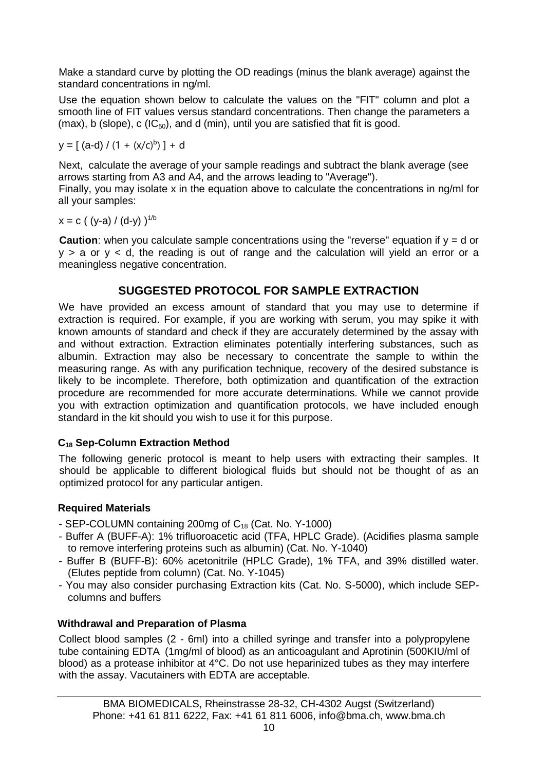Make a standard curve by plotting the OD readings (minus the blank average) against the standard concentrations in ng/ml.

Use the equation shown below to calculate the values on the "FIT" column and plot a smooth line of FIT values versus standard concentrations. Then change the parameters a (max), b (slope), c ($IC_{50}$), and d (min), until you are satisfied that fit is good.

$$y = [ (a-d) / (1 + (x/c)^b) ] + d$$

Next, calculate the average of your sample readings and subtract the blank average (see arrows starting from A3 and A4, and the arrows leading to "Average").
Finally, you may isolate x in the equation above to calculate the concentrations in ng/ml for all your samples:

$$x = c ( (y-a) / (d-y) )^{1/b}$$

**Caution**: when you calculate sample concentrations using the "reverse" equation if $y = d$ or $y > a$ or $y < d$, the reading is out of range and the calculation will yield an error or a meaningless negative concentration.

## SUGGESTED PROTOCOL FOR SAMPLE EXTRACTION

We have provided an excess amount of standard that you may use to determine if extraction is required. For example, if you are working with serum, you may spike it with known amounts of standard and check if they are accurately determined by the assay with and without extraction. Extraction eliminates potentially interfering substances, such as albumin. Extraction may also be necessary to concentrate the sample to within the measuring range. As with any purification technique, recovery of the desired substance is likely to be incomplete. Therefore, both optimization and quantification of the extraction procedure are recommended for more accurate determinations. While we cannot provide you with extraction optimization and quantification protocols, we have included enough standard in the kit should you wish to use it for this purpose.

### $C_{18}$ Sep-Column Extraction Method

The following generic protocol is meant to help users with extracting their samples. It should be applicable to different biological fluids but should not be thought of as an optimized protocol for any particular antigen.

### Required Materials

- SEP-COLUMN containing 200mg of $C_{18}$ (Cat. No. Y-1000)
- Buffer A (BUFF-A): 1% trifluoroacetic acid (TFA, HPLC Grade). (Acidifies plasma sample to remove interfering proteins such as albumin) (Cat. No. Y-1040)
- Buffer B (BUFF-B): 60% acetonitrile (HPLC Grade), 1% TFA, and 39% distilled water. (Elutes peptide from column) (Cat. No. Y-1045)
- You may also consider purchasing Extraction kits (Cat. No. S-5000), which include SEP-columns and buffers

### Withdrawal and Preparation of Plasma

Collect blood samples (2 - 6ml) into a chilled syringe and transfer into a polypropylene tube containing EDTA (1mg/ml of blood) as an anticoagulant and Aprotinin (500KIU/ml of blood) as a protease inhibitor at 4°C. Do not use heparinized tubes as they may interfere with the assay. Vacutainers with EDTA are acceptable.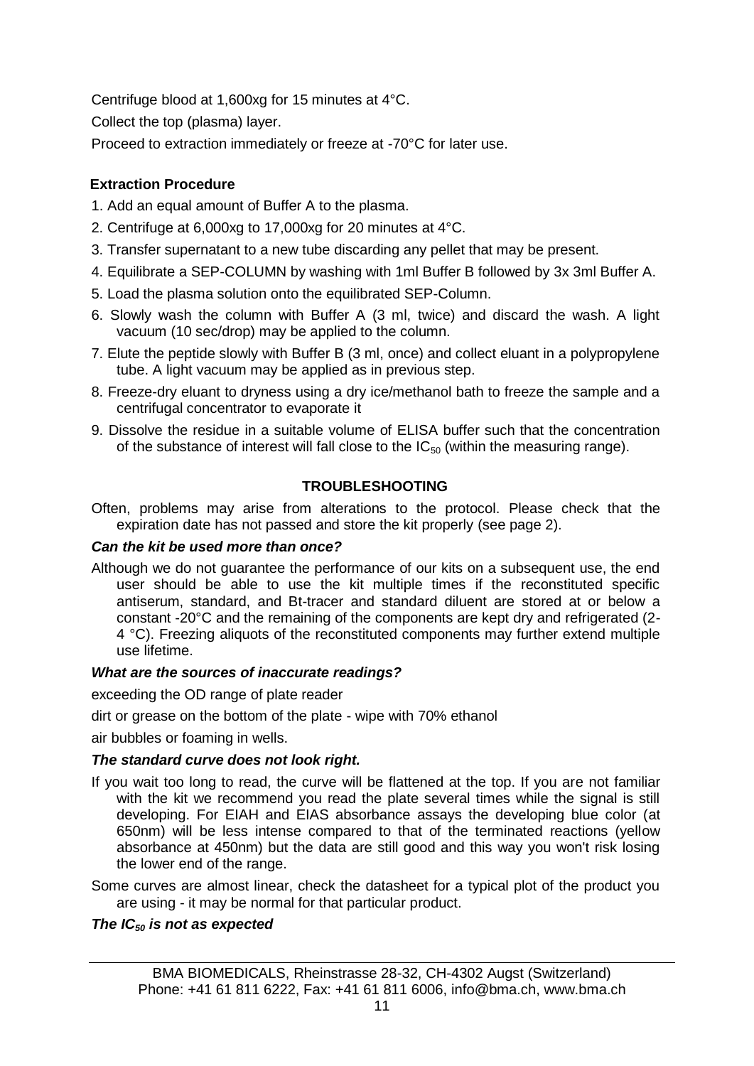Centrifuge blood at 1,600xg for 15 minutes at 4°C.

Collect the top (plasma) layer.

Proceed to extraction immediately or freeze at -70°C for later use.

### Extraction Procedure

1. Add an equal amount of Buffer A to the plasma.
2. Centrifuge at 6,000xg to 17,000xg for 20 minutes at 4°C.
3. Transfer supernatant to a new tube discarding any pellet that may be present.
4. Equilibrate a SEP-COLUMN by washing with 1ml Buffer B followed by 3x 3ml Buffer A.
5. Load the plasma solution onto the equilibrated SEP-Column.
6. Slowly wash the column with Buffer A (3 ml, twice) and discard the wash. A light vacuum (10 sec/drop) may be applied to the column.
7. Elute the peptide slowly with Buffer B (3 ml, once) and collect eluant in a polypropylene tube. A light vacuum may be applied as in previous step.
8. Freeze-dry eluant to dryness using a dry ice/methanol bath to freeze the sample and a centrifugal concentrator to evaporate it
9. Dissolve the residue in a suitable volume of ELISA buffer such that the concentration of the substance of interest will fall close to the $IC_{50}$ (within the measuring range).

## TROUBLESHOOTING

Often, problems may arise from alterations to the protocol. Please check that the expiration date has not passed and store the kit properly (see page 2).

***Can the kit be used more than once?***

Although we do not guarantee the performance of our kits on a subsequent use, the end user should be able to use the kit multiple times if the reconstituted specific antiserum, standard, and Bt-tracer and standard diluent are stored at or below a constant -20°C and the remaining of the components are kept dry and refrigerated (2-4 °C). Freezing aliquots of the reconstituted components may further extend multiple use lifetime.

***What are the sources of inaccurate readings?***

exceeding the OD range of plate reader

dirt or grease on the bottom of the plate - wipe with 70% ethanol

air bubbles or foaming in wells.

***The standard curve does not look right.***

If you wait too long to read, the curve will be flattened at the top. If you are not familiar with the kit we recommend you read the plate several times while the signal is still developing. For EIAH and EIAS absorbance assays the developing blue color (at 650nm) will be less intense compared to that of the terminated reactions (yellow absorbance at 450nm) but the data are still good and this way you won't risk losing the lower end of the range.

Some curves are almost linear, check the datasheet for a typical plot of the product you are using - it may be normal for that particular product.

***The $IC_{50}$ is not as expected***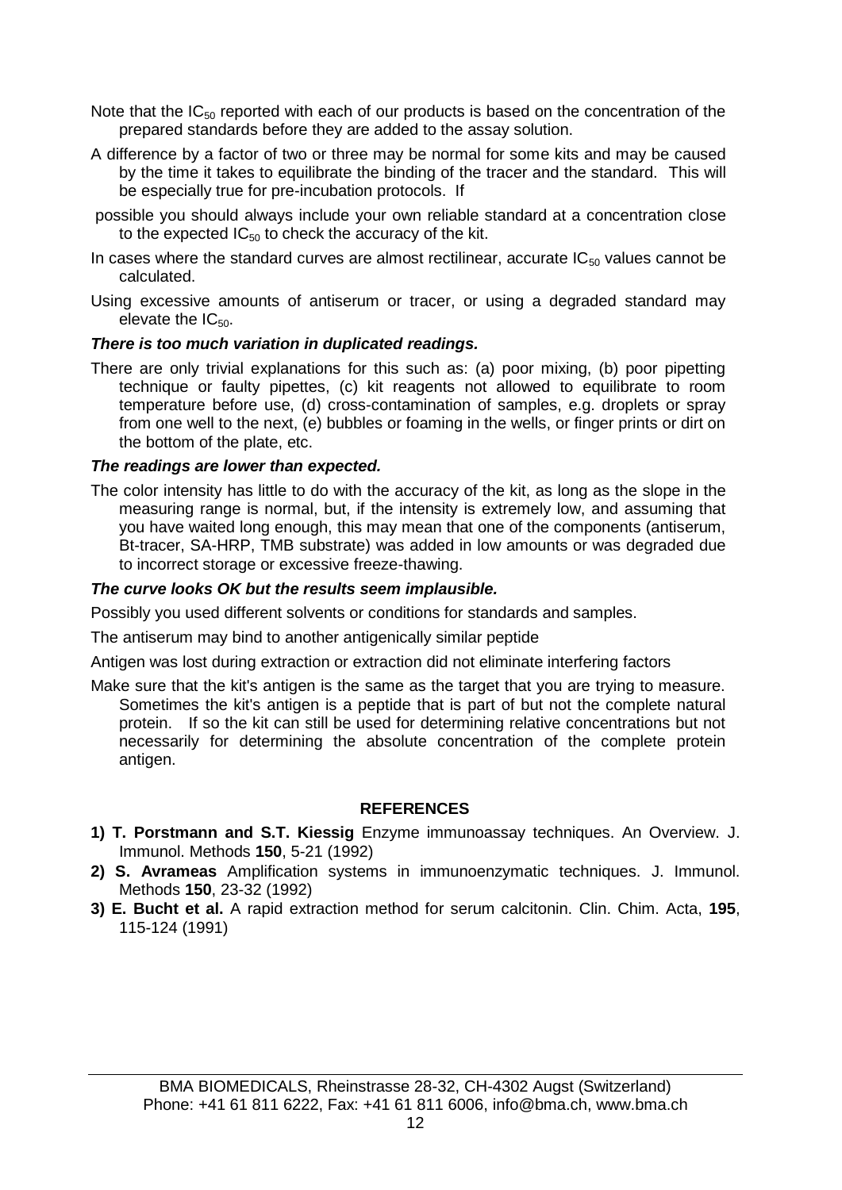Note that the $IC_{50}$ reported with each of our products is based on the concentration of the prepared standards before they are added to the assay solution.

A difference by a factor of two or three may be normal for some kits and may be caused by the time it takes to equilibrate the binding of the tracer and the standard. This will be especially true for pre-incubation protocols. If

possible you should always include your own reliable standard at a concentration close to the expected $IC_{50}$ to check the accuracy of the kit.

In cases where the standard curves are almost rectilinear, accurate $IC_{50}$ values cannot be calculated.

Using excessive amounts of antiserum or tracer, or using a degraded standard may elevate the $IC_{50}$.

***There is too much variation in duplicated readings.***

There are only trivial explanations for this such as: (a) poor mixing, (b) poor pipetting technique or faulty pipettes, (c) kit reagents not allowed to equilibrate to room temperature before use, (d) cross-contamination of samples, e.g. droplets or spray from one well to the next, (e) bubbles or foaming in the wells, or finger prints or dirt on the bottom of the plate, etc.

***The readings are lower than expected.***

The color intensity has little to do with the accuracy of the kit, as long as the slope in the measuring range is normal, but, if the intensity is extremely low, and assuming that you have waited long enough, this may mean that one of the components (antiserum, Bt-tracer, SA-HRP, TMB substrate) was added in low amounts or was degraded due to incorrect storage or excessive freeze-thawing.

***The curve looks OK but the results seem implausible.***

Possibly you used different solvents or conditions for standards and samples.

The antiserum may bind to another antigenically similar peptide

Antigen was lost during extraction or extraction did not eliminate interfering factors

Make sure that the kit's antigen is the same as the target that you are trying to measure. Sometimes the kit's antigen is a peptide that is part of but not the complete natural protein. If so the kit can still be used for determining relative concentrations but not necessarily for determining the absolute concentration of the complete protein antigen.

## REFERENCES

1) **T. Porstmann and S.T. Kiessig** Enzyme immunoassay techniques. An Overview. J. Immunol. Methods **150**, 5-21 (1992)

2) **S. Avrameas** Amplification systems in immunoenzymatic techniques. J. Immunol. Methods **150**, 23-32 (1992)

3) **E. Bucht et al.** A rapid extraction method for serum calcitonin. Clin. Chim. Acta, **195**, 115-124 (1991)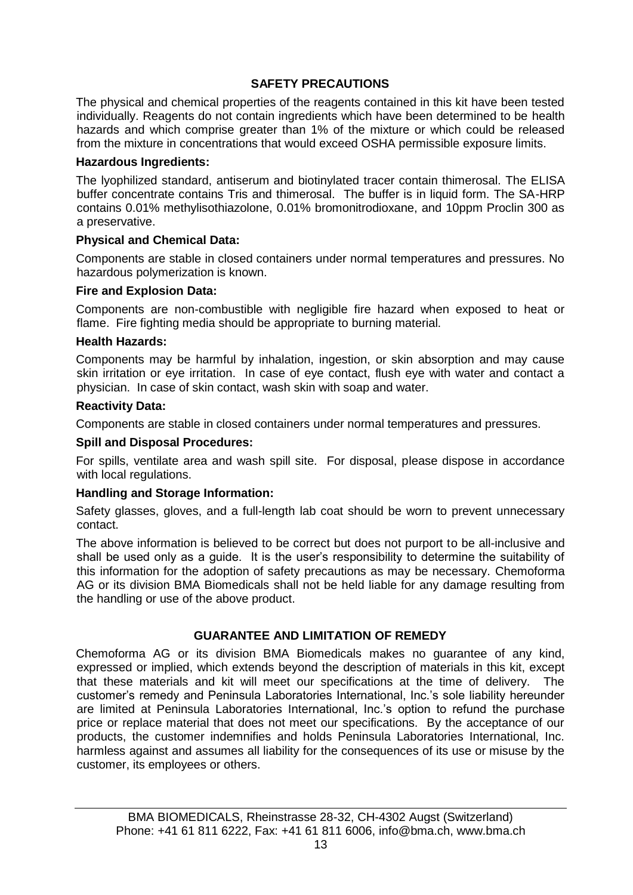## SAFETY PRECAUTIONS

The physical and chemical properties of the reagents contained in this kit have been tested individually. Reagents do not contain ingredients which have been determined to be health hazards and which comprise greater than 1% of the mixture or which could be released from the mixture in concentrations that would exceed OSHA permissible exposure limits.

**Hazardous Ingredients:**

The lyophilized standard, antiserum and biotinylated tracer contain thimerosal. The ELISA buffer concentrate contains Tris and thimerosal. The buffer is in liquid form. The SA-HRP contains 0.01% methylisothiazolone, 0.01% bromonitrodioxane, and 10ppm Proclin 300 as a preservative.

**Physical and Chemical Data:**

Components are stable in closed containers under normal temperatures and pressures. No hazardous polymerization is known.

**Fire and Explosion Data:**

Components are non-combustible with negligible fire hazard when exposed to heat or flame. Fire fighting media should be appropriate to burning material.

**Health Hazards:**

Components may be harmful by inhalation, ingestion, or skin absorption and may cause skin irritation or eye irritation. In case of eye contact, flush eye with water and contact a physician. In case of skin contact, wash skin with soap and water.

**Reactivity Data:**

Components are stable in closed containers under normal temperatures and pressures.

**Spill and Disposal Procedures:**

For spills, ventilate area and wash spill site. For disposal, please dispose in accordance with local regulations.

**Handling and Storage Information:**

Safety glasses, gloves, and a full-length lab coat should be worn to prevent unnecessary contact.

The above information is believed to be correct but does not purport to be all-inclusive and shall be used only as a guide. It is the user's responsibility to determine the suitability of this information for the adoption of safety precautions as may be necessary. Chemoforma AG or its division BMA Biomedicals shall not be held liable for any damage resulting from the handling or use of the above product.

## GUARANTEE AND LIMITATION OF REMEDY

Chemoforma AG or its division BMA Biomedicals makes no guarantee of any kind, expressed or implied, which extends beyond the description of materials in this kit, except that these materials and kit will meet our specifications at the time of delivery. The customer's remedy and Peninsula Laboratories International, Inc.'s sole liability hereunder are limited at Peninsula Laboratories International, Inc.'s option to refund the purchase price or replace material that does not meet our specifications. By the acceptance of our products, the customer indemnifies and holds Peninsula Laboratories International, Inc. harmless against and assumes all liability for the consequences of its use or misuse by the customer, its employees or others.

BMA BIOMEDICALS, Rheinstrasse 28-32, CH-4302 Augst (Switzerland)
Phone: +41 61 811 6222, Fax: +41 61 811 6006, info@bma.ch, www.bma.ch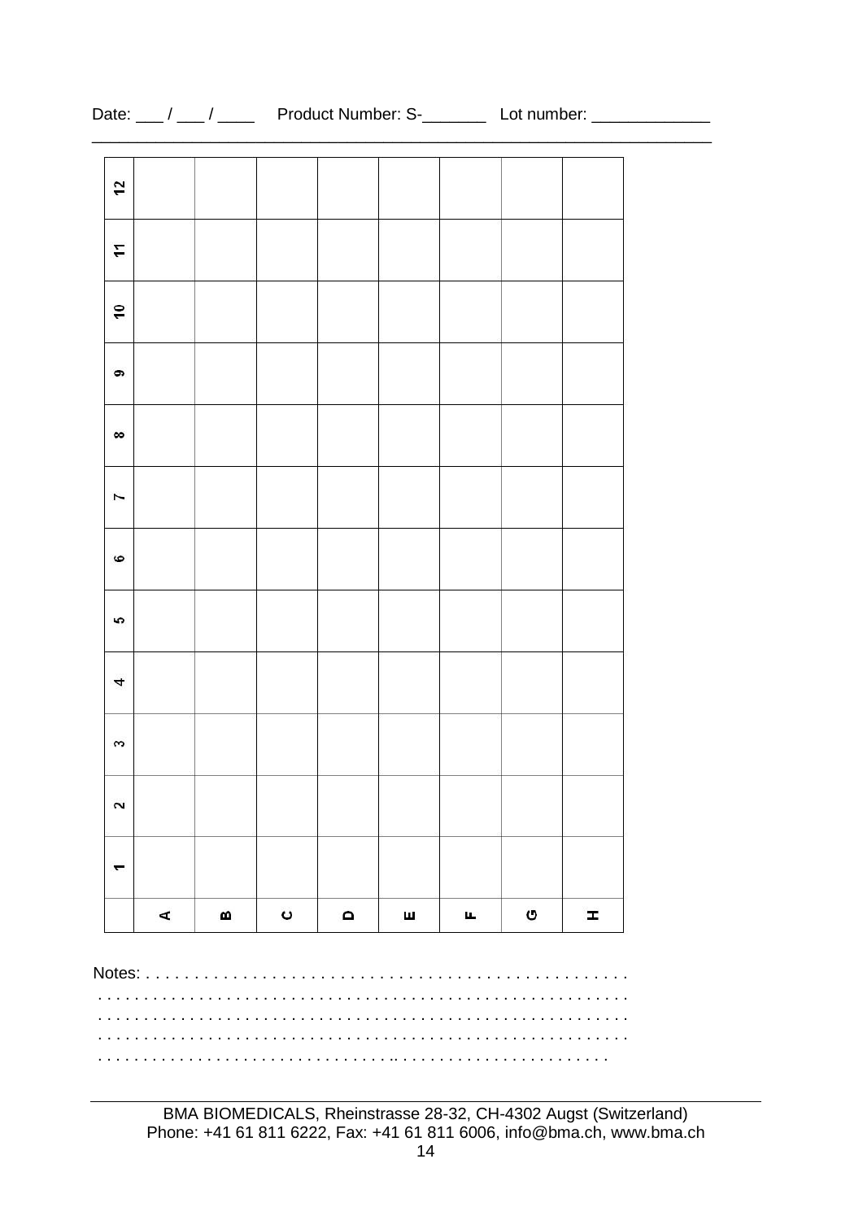Date: ___ / ___ / ____ Product Number: S-_______ Lot number: ____________

| | 1 | 2 | 3 | 4 | 5 | 6 | 7 | 8 | 9 | 10 | 11 | 12 |
|---|---|---|---|---|---|---|---|---|---|---|---|---|
| A | | | | | | | | | | | | |
| B | | | | | | | | | | | | |
| C | | | | | | | | | | | | |
| D | | | | | | | | | | | | |
| E | | | | | | | | | | | | |
| F | | | | | | | | | | | | |
| G | | | | | | | | | | | | |
| H | | | | | | | | | | | | |

Notes: . . . . . . . . . . . . . . . . . . . . . . . . . . . . . . . . . . . . . . . . . . . . . . . . .
. . . . . . . . . . . . . . . . . . . . . . . . . . . . . . . . . . . . . . . . . . . . . . . . . . . . . . .
. . . . . . . . . . . . . . . . . . . . . . . . . . . . . . . . . . . . . . . . . . . . . . . . . . . . . . .
. . . . . . . . . . . . . . . . . . . . . . . . . . . . . . . . . . . . . . . . . . . . . . . . . . . . . . .
. . . . . . . . . . . . . . . . . . . . . . . . . . . . . . . .. . . . . . . . . . . . . . . . . . . . . . .